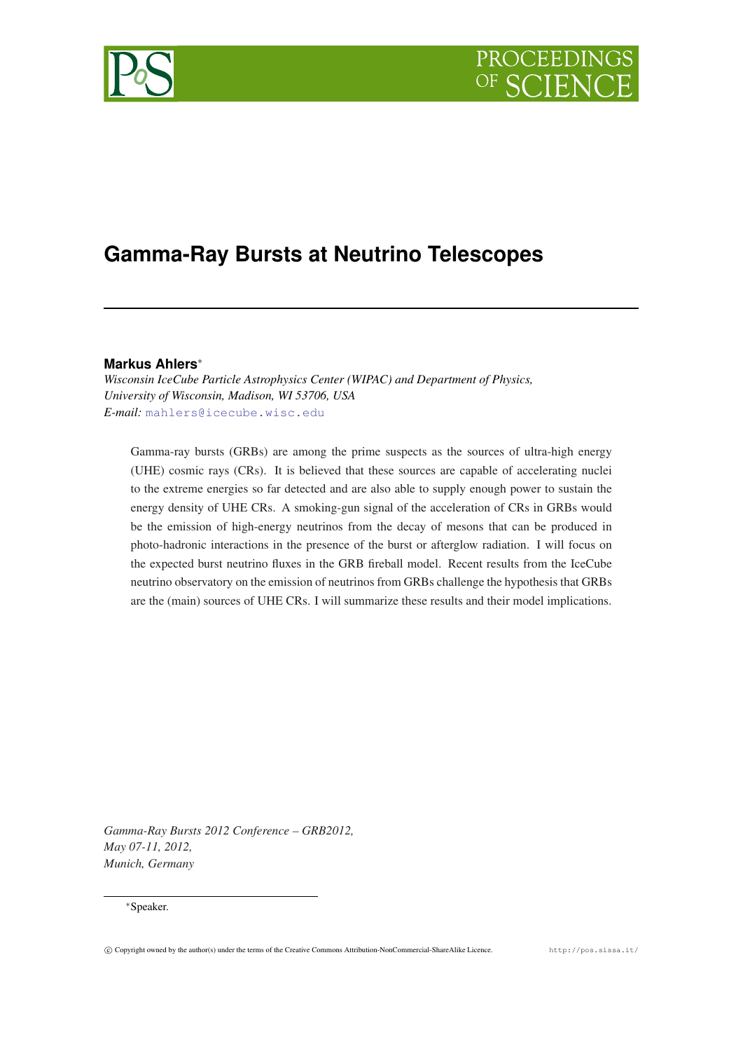# Gamma-Ray Bursts at Neutrino Telescopes

**Markus Ahlers***

*Wisconsin IceCube Particle Astrophysics Center (WIPAC) and Department of Physics, University of Wisconsin, Madison, WI 53706, USA*

*E-mail:* mahlers@icecube.wisc.edu

Gamma-ray bursts (GRBs) are among the prime suspects as the sources of ultra-high energy (UHE) cosmic rays (CRs). It is believed that these sources are capable of accelerating nuclei to the extreme energies so far detected and are also able to supply enough power to sustain the energy density of UHE CRs. A smoking-gun signal of the acceleration of CRs in GRBs would be the emission of high-energy neutrinos from the decay of mesons that can be produced in photo-hadronic interactions in the presence of the burst or afterglow radiation. I will focus on the expected burst neutrino fluxes in the GRB fireball model. Recent results from the IceCube neutrino observatory on the emission of neutrinos from GRBs challenge the hypothesis that GRBs are the (main) sources of UHE CRs. I will summarize these results and their model implications.

*Gamma-Ray Bursts 2012 Conference – GRB2012,*
*May 07-11, 2012,*
*Munich, Germany*

*Speaker.

© Copyright owned by the author(s) under the terms of the Creative Commons Attribution-NonCommercial-ShareAlike Licence. http://pos.sissa.it/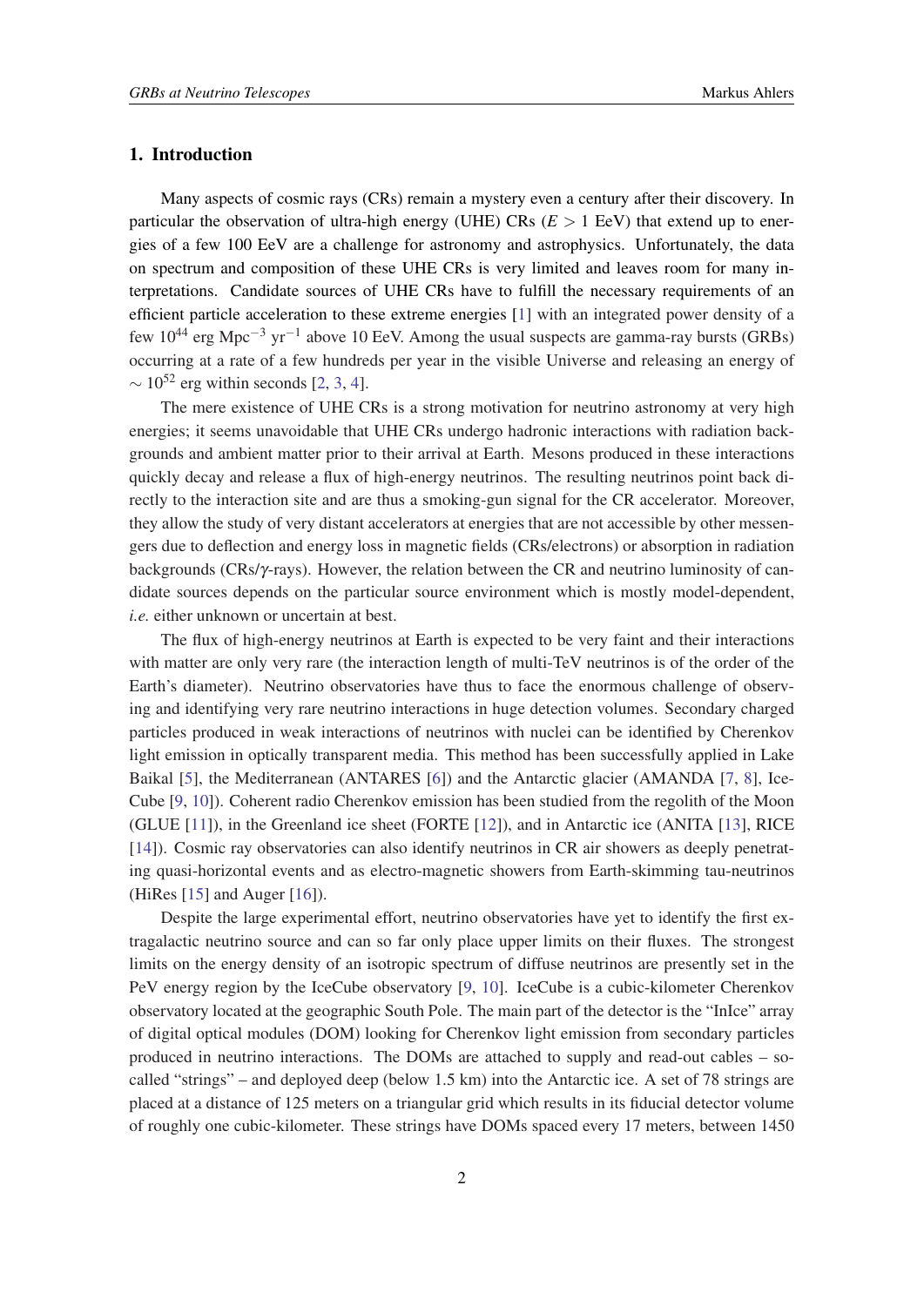## 1. Introduction

Many aspects of cosmic rays (CRs) remain a mystery even a century after their discovery. In particular the observation of ultra-high energy (UHE) CRs ($E > 1$ EeV) that extend up to energies of a few 100 EeV are a challenge for astronomy and astrophysics. Unfortunately, the data on spectrum and composition of these UHE CRs is very limited and leaves room for many interpretations. Candidate sources of UHE CRs have to fulfill the necessary requirements of an efficient particle acceleration to these extreme energies [1] with an integrated power density of a few $10^{44}$ erg Mpc$^{-3}$ yr$^{-1}$ above 10 EeV. Among the usual suspects are gamma-ray bursts (GRBs) occurring at a rate of a few hundreds per year in the visible Universe and releasing an energy of $\sim 10^{52}$ erg within seconds [2, 3, 4].

The mere existence of UHE CRs is a strong motivation for neutrino astronomy at very high energies; it seems unavoidable that UHE CRs undergo hadronic interactions with radiation backgrounds and ambient matter prior to their arrival at Earth. Mesons produced in these interactions quickly decay and release a flux of high-energy neutrinos. The resulting neutrinos point back directly to the interaction site and are thus a smoking-gun signal for the CR accelerator. Moreover, they allow the study of very distant accelerators at energies that are not accessible by other messengers due to deflection and energy loss in magnetic fields (CRs/electrons) or absorption in radiation backgrounds (CRs/$\gamma$-rays). However, the relation between the CR and neutrino luminosity of candidate sources depends on the particular source environment which is mostly model-dependent, *i.e.* either unknown or uncertain at best.

The flux of high-energy neutrinos at Earth is expected to be very faint and their interactions with matter are only very rare (the interaction length of multi-TeV neutrinos is of the order of the Earth's diameter). Neutrino observatories have thus to face the enormous challenge of observing and identifying very rare neutrino interactions in huge detection volumes. Secondary charged particles produced in weak interactions of neutrinos with nuclei can be identified by Cherenkov light emission in optically transparent media. This method has been successfully applied in Lake Baikal [5], the Mediterranean (ANTARES [6]) and the Antarctic glacier (AMANDA [7, 8], IceCube [9, 10]). Coherent radio Cherenkov emission has been studied from the regolith of the Moon (GLUE [11]), in the Greenland ice sheet (FORTE [12]), and in Antarctic ice (ANITA [13], RICE [14]). Cosmic ray observatories can also identify neutrinos in CR air showers as deeply penetrating quasi-horizontal events and as electro-magnetic showers from Earth-skimming tau-neutrinos (HiRes [15] and Auger [16]).

Despite the large experimental effort, neutrino observatories have yet to identify the first extragalactic neutrino source and can so far only place upper limits on their fluxes. The strongest limits on the energy density of an isotropic spectrum of diffuse neutrinos are presently set in the PeV energy region by the IceCube observatory [9, 10]. IceCube is a cubic-kilometer Cherenkov observatory located at the geographic South Pole. The main part of the detector is the "InIce" array of digital optical modules (DOM) looking for Cherenkov light emission from secondary particles produced in neutrino interactions. The DOMs are attached to supply and read-out cables – so-called "strings" – and deployed deep (below 1.5 km) into the Antarctic ice. A set of 78 strings are placed at a distance of 125 meters on a triangular grid which results in its fiducial detector volume of roughly one cubic-kilometer. These strings have DOMs spaced every 17 meters, between 1450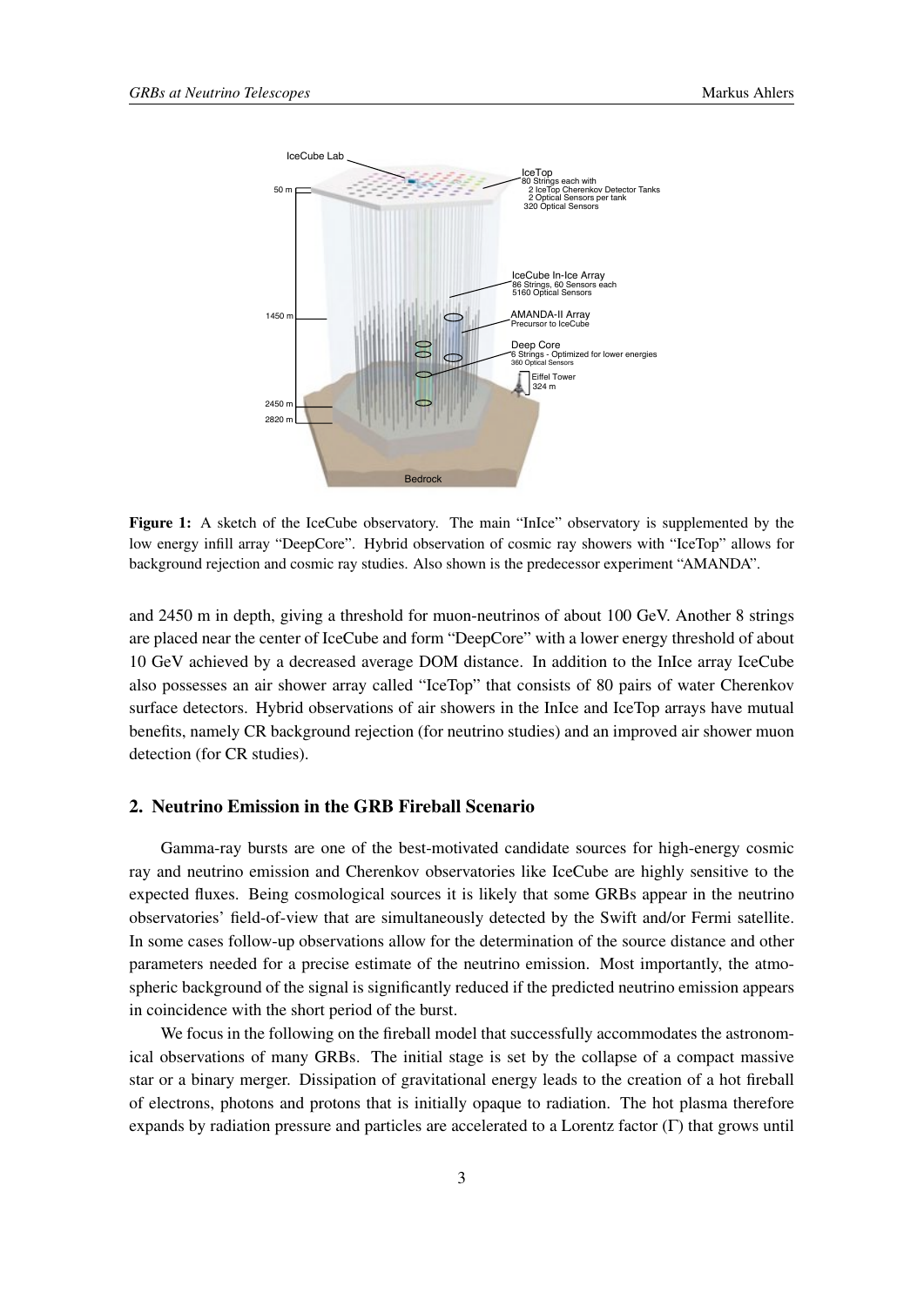Figure 1: A sketch of the IceCube observatory. The main "InIce" observatory is supplemented by the low energy infill array "DeepCore". Hybrid observation of cosmic ray showers with "IceTop" allows for background rejection and cosmic ray studies. Also shown is the predecessor experiment "AMANDA".

and 2450 m in depth, giving a threshold for muon-neutrinos of about 100 GeV. Another 8 strings are placed near the center of IceCube and form "DeepCore" with a lower energy threshold of about 10 GeV achieved by a decreased average DOM distance. In addition to the InIce array IceCube also possesses an air shower array called "IceTop" that consists of 80 pairs of water Cherenkov surface detectors. Hybrid observations of air showers in the InIce and IceTop arrays have mutual benefits, namely CR background rejection (for neutrino studies) and an improved air shower muon detection (for CR studies).

## 2. Neutrino Emission in the GRB Fireball Scenario

Gamma-ray bursts are one of the best-motivated candidate sources for high-energy cosmic ray and neutrino emission and Cherenkov observatories like IceCube are highly sensitive to the expected fluxes. Being cosmological sources it is likely that some GRBs appear in the neutrino observatories' field-of-view that are simultaneously detected by the Swift and/or Fermi satellite. In some cases follow-up observations allow for the determination of the source distance and other parameters needed for a precise estimate of the neutrino emission. Most importantly, the atmospheric background of the signal is significantly reduced if the predicted neutrino emission appears in coincidence with the short period of the burst.

We focus in the following on the fireball model that successfully accommodates the astronomical observations of many GRBs. The initial stage is set by the collapse of a compact massive star or a binary merger. Dissipation of gravitational energy leads to the creation of a hot fireball of electrons, photons and protons that is initially opaque to radiation. The hot plasma therefore expands by radiation pressure and particles are accelerated to a Lorentz factor ($\Gamma$) that grows until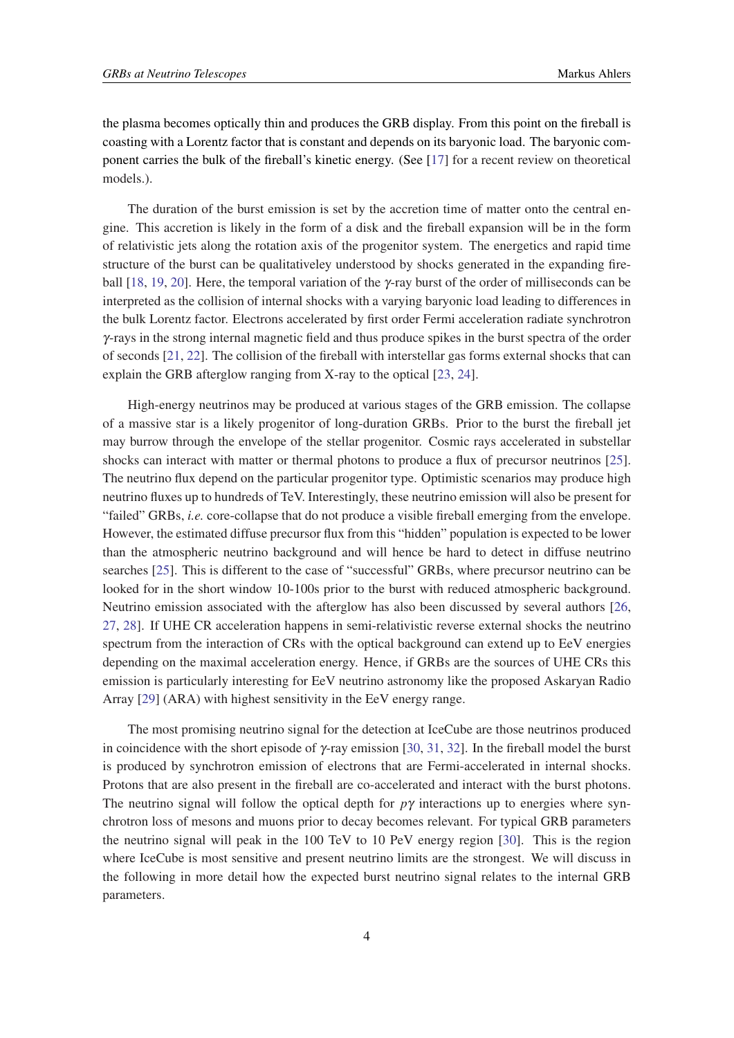the plasma becomes optically thin and produces the GRB display. From this point on the fireball is coasting with a Lorentz factor that is constant and depends on its baryonic load. The baryonic component carries the bulk of the fireball's kinetic energy. (See [17] for a recent review on theoretical models.).

The duration of the burst emission is set by the accretion time of matter onto the central engine. This accretion is likely in the form of a disk and the fireball expansion will be in the form of relativistic jets along the rotation axis of the progenitor system. The energetics and rapid time structure of the burst can be qualitativeley understood by shocks generated in the expanding fireball [18, 19, 20]. Here, the temporal variation of the $\gamma$-ray burst of the order of milliseconds can be interpreted as the collision of internal shocks with a varying baryonic load leading to differences in the bulk Lorentz factor. Electrons accelerated by first order Fermi acceleration radiate synchrotron $\gamma$-rays in the strong internal magnetic field and thus produce spikes in the burst spectra of the order of seconds [21, 22]. The collision of the fireball with interstellar gas forms external shocks that can explain the GRB afterglow ranging from X-ray to the optical [23, 24].

High-energy neutrinos may be produced at various stages of the GRB emission. The collapse of a massive star is a likely progenitor of long-duration GRBs. Prior to the burst the fireball jet may burrow through the envelope of the stellar progenitor. Cosmic rays accelerated in substellar shocks can interact with matter or thermal photons to produce a flux of precursor neutrinos [25]. The neutrino flux depend on the particular progenitor type. Optimistic scenarios may produce high neutrino fluxes up to hundreds of TeV. Interestingly, these neutrino emission will also be present for "failed" GRBs, *i.e.* core-collapse that do not produce a visible fireball emerging from the envelope. However, the estimated diffuse precursor flux from this "hidden" population is expected to be lower than the atmospheric neutrino background and will hence be hard to detect in diffuse neutrino searches [25]. This is different to the case of "successful" GRBs, where precursor neutrino can be looked for in the short window 10-100s prior to the burst with reduced atmospheric background. Neutrino emission associated with the afterglow has also been discussed by several authors [26, 27, 28]. If UHE CR acceleration happens in semi-relativistic reverse external shocks the neutrino spectrum from the interaction of CRs with the optical background can extend up to EeV energies depending on the maximal acceleration energy. Hence, if GRBs are the sources of UHE CRs this emission is particularly interesting for EeV neutrino astronomy like the proposed Askaryan Radio Array [29] (ARA) with highest sensitivity in the EeV energy range.

The most promising neutrino signal for the detection at IceCube are those neutrinos produced in coincidence with the short episode of $\gamma$-ray emission [30, 31, 32]. In the fireball model the burst is produced by synchrotron emission of electrons that are Fermi-accelerated in internal shocks. Protons that are also present in the fireball are co-accelerated and interact with the burst photons. The neutrino signal will follow the optical depth for $p\gamma$ interactions up to energies where synchrotron loss of mesons and muons prior to decay becomes relevant. For typical GRB parameters the neutrino signal will peak in the 100 TeV to 10 PeV energy region [30]. This is the region where IceCube is most sensitive and present neutrino limits are the strongest. We will discuss in the following in more detail how the expected burst neutrino signal relates to the internal GRB parameters.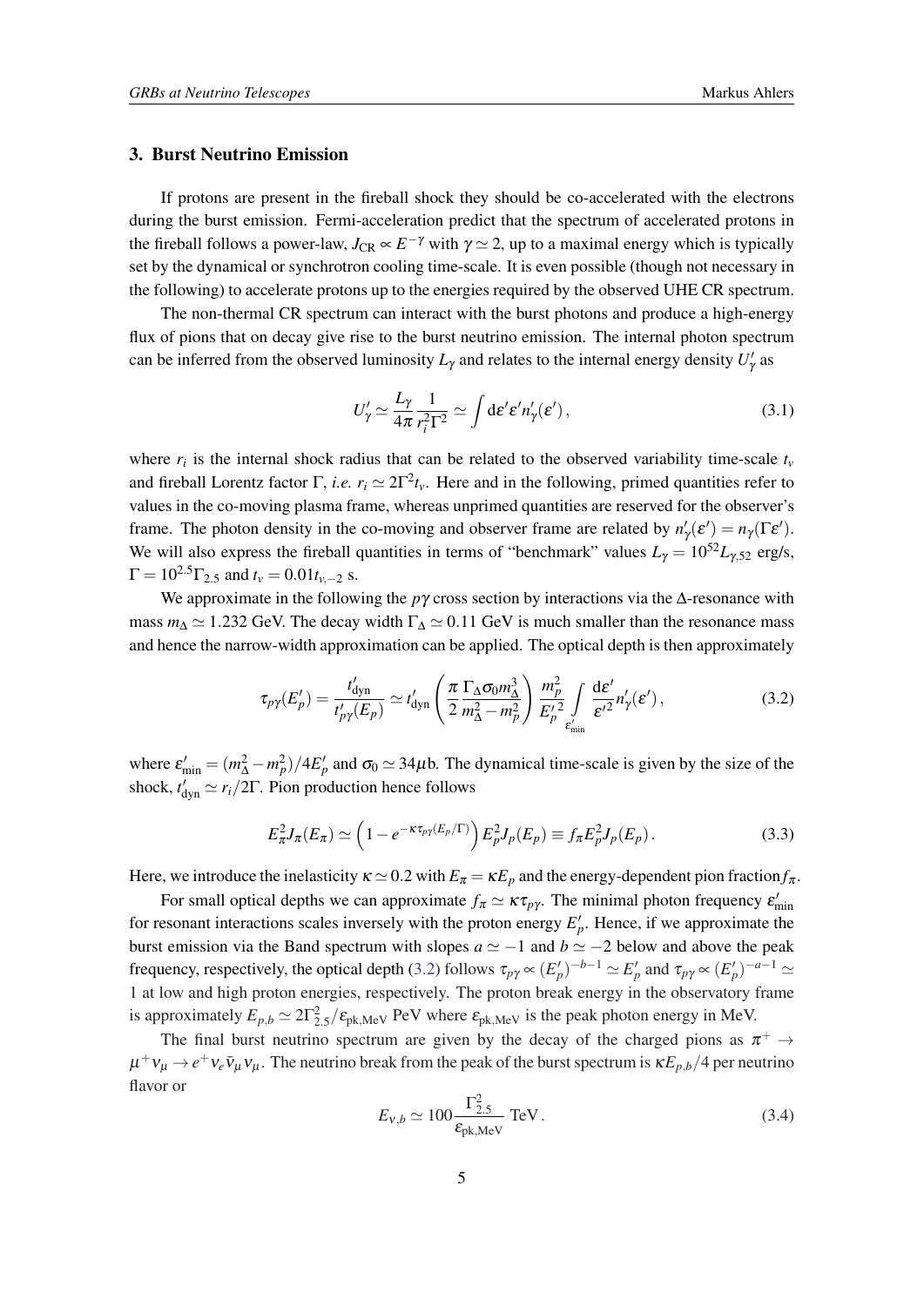## 3. Burst Neutrino Emission

If protons are present in the fireball shock they should be co-accelerated with the electrons during the burst emission. Fermi-acceleration predict that the spectrum of accelerated protons in the fireball follows a power-law, $J_{\rm CR} \propto E^{-\gamma}$ with $\gamma \simeq 2$, up to a maximal energy which is typically set by the dynamical or synchrotron cooling time-scale. It is even possible (though not necessary in the following) to accelerate protons up to the energies required by the observed UHE CR spectrum.

The non-thermal CR spectrum can interact with the burst photons and produce a high-energy flux of pions that on decay give rise to the burst neutrino emission. The internal photon spectrum can be inferred from the observed luminosity $L_\gamma$ and relates to the internal energy density $U'_\gamma$ as

$$U'_\gamma \simeq \frac{L_\gamma}{4\pi}\frac{1}{r_i^2\Gamma^2} \simeq \int {\rm d}\varepsilon' \varepsilon' n'_\gamma(\varepsilon')\,, \tag{3.1}$$

where $r_i$ is the internal shock radius that can be related to the observed variability time-scale $t_v$ and fireball Lorentz factor $\Gamma$, *i.e.* $r_i \simeq 2\Gamma^2 t_v$. Here and in the following, primed quantities refer to values in the co-moving plasma frame, whereas unprimed quantities are reserved for the observer's frame. The photon density in the co-moving and observer frame are related by $n'_\gamma(\varepsilon') = n_\gamma(\Gamma\varepsilon')$. We will also express the fireball quantities in terms of "benchmark" values $L_\gamma = 10^{52}L_{\gamma,52}$ erg/s, $\Gamma = 10^{2.5}\Gamma_{2.5}$ and $t_v = 0.01 t_{v,-2}$ s.

We approximate in the following the $p\gamma$ cross section by interactions via the $\Delta$-resonance with mass $m_\Delta \simeq 1.232$ GeV. The decay width $\Gamma_\Delta \simeq 0.11$ GeV is much smaller than the resonance mass and hence the narrow-width approximation can be applied. The optical depth is then approximately

$$\tau_{p\gamma}(E'_p) = \frac{t'_{\rm dyn}}{t'_{p\gamma}(E_p)} \simeq t'_{\rm dyn}\left(\frac{\pi}{2}\frac{\Gamma_\Delta \sigma_0 m_\Delta^3}{m_\Delta^2 - m_p^2}\right)\frac{m_p^2}{{E'_p}^2}\int\limits_{\varepsilon'_{\rm min}} \frac{{\rm d}\varepsilon'}{\varepsilon'^2} n'_\gamma(\varepsilon')\,, \tag{3.2}$$

where $\varepsilon'_{\rm min} = (m_\Delta^2 - m_p^2)/4E'_p$ and $\sigma_0 \simeq 34\mu$b. The dynamical time-scale is given by the size of the shock, $t'_{\rm dyn} \simeq r_i/2\Gamma$. Pion production hence follows

$$E_\pi^2 J_\pi(E_\pi) \simeq \left(1 - e^{-\kappa\tau_{p\gamma}(E_p/\Gamma)}\right) E_p^2 J_p(E_p) \equiv f_\pi E_p^2 J_p(E_p)\,. \tag{3.3}$$

Here, we introduce the inelasticity $\kappa \simeq 0.2$ with $E_\pi = \kappa E_p$ and the energy-dependent pion fraction $f_\pi$.

For small optical depths we can approximate $f_\pi \simeq \kappa\tau_{p\gamma}$. The minimal photon frequency $\varepsilon'_{\rm min}$ for resonant interactions scales inversely with the proton energy $E'_p$. Hence, if we approximate the burst emission via the Band spectrum with slopes $a \simeq -1$ and $b \simeq -2$ below and above the peak frequency, respectively, the optical depth (3.2) follows $\tau_{p\gamma} \propto (E'_p)^{-b-1} \simeq E'_p$ and $\tau_{p\gamma} \propto (E'_p)^{-a-1} \simeq 1$ at low and high proton energies, respectively. The proton break energy in the observatory frame is approximately $E_{p,b} \simeq 2\Gamma_{2.5}^2/\varepsilon_{\rm pk,MeV}$ PeV where $\varepsilon_{\rm pk,MeV}$ is the peak photon energy in MeV.

The final burst neutrino spectrum are given by the decay of the charged pions as $\pi^+ \to \mu^+\nu_\mu \to e^+\nu_e\bar\nu_\mu\nu_\mu$. The neutrino break from the peak of the burst spectrum is $\kappa E_{p,b}/4$ per neutrino flavor or

$$E_{\nu,b} \simeq 100\frac{\Gamma_{2.5}^2}{\varepsilon_{\rm pk,MeV}}\ {\rm TeV}\,. \tag{3.4}$$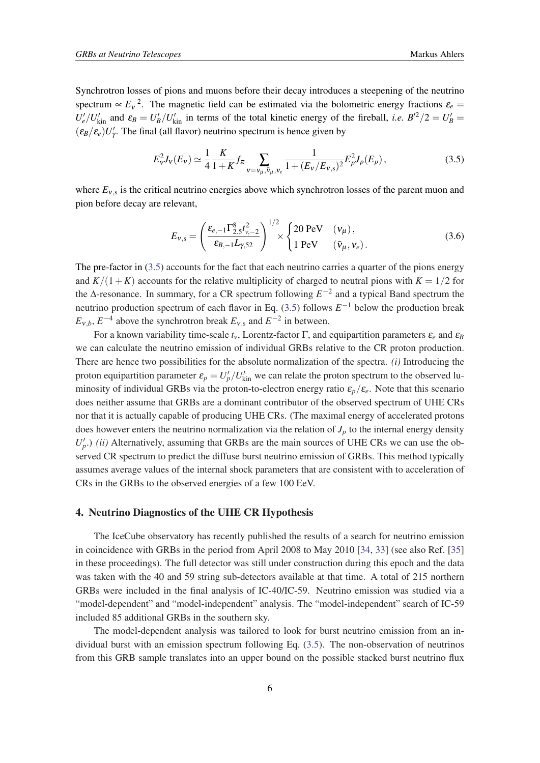Synchrotron losses of pions and muons before their decay introduces a steepening of the neutrino spectrum $\propto E_\nu^{-2}$. The magnetic field can be estimated via the bolometric energy fractions $\varepsilon_e = U'_e/U'_{\rm kin}$ and $\varepsilon_B = U'_B/U'_{\rm kin}$ in terms of the total kinetic energy of the fireball, *i.e.* $B'^2/2 = U'_B = (\varepsilon_B/\varepsilon_e)U'_\gamma$. The final (all flavor) neutrino spectrum is hence given by

$$E_\nu^2 J_\nu(E_\nu) \simeq \frac{1}{4}\frac{K}{1+K} f_\pi \sum_{\nu=\nu_\mu,\bar{\nu}_\mu,\nu_e} \frac{1}{1+(E_\nu/E_{\nu,\rm s})^2} E_p^2 J_p(E_p)\,, \tag{3.5}$$

where $E_{\nu,\rm s}$ is the critical neutrino energies above which synchrotron losses of the parent muon and pion before decay are relevant,

$$E_{\nu,\rm s} = \left(\frac{\varepsilon_{e,-1}\Gamma^8_{2.5}t^2_{\nu,-2}}{\varepsilon_{B,-1}L_{\gamma,52}}\right)^{1/2} \times \begin{cases} 20\ \text{PeV} & (\nu_\mu)\,,\\ 1\ \text{PeV} & (\bar{\nu}_\mu,\nu_e)\,. \end{cases} \tag{3.6}$$

The pre-factor in (3.5) accounts for the fact that each neutrino carries a quarter of the pions energy and $K/(1+K)$ accounts for the relative multiplicity of charged to neutral pions with $K = 1/2$ for the $\Delta$-resonance. In summary, for a CR spectrum following $E^{-2}$ and a typical Band spectrum the neutrino production spectrum of each flavor in Eq. (3.5) follows $E^{-1}$ below the production break $E_{\nu,b}$, $E^{-4}$ above the synchrotron break $E_{\nu,\rm s}$ and $E^{-2}$ in between.

For a known variability time-scale $t_\nu$, Lorentz-factor $\Gamma$, and equipartition parameters $\varepsilon_e$ and $\varepsilon_B$ we can calculate the neutrino emission of individual GRBs relative to the CR proton production. There are hence two possibilities for the absolute normalization of the spectra. *(i)* Introducing the proton equipartition parameter $\varepsilon_p = U'_p/U'_{\rm kin}$ we can relate the proton spectrum to the observed luminosity of individual GRBs via the proton-to-electron energy ratio $\varepsilon_p/\varepsilon_e$. Note that this scenario does neither assume that GRBs are a dominant contributor of the observed spectrum of UHE CRs nor that it is actually capable of producing UHE CRs. (The maximal energy of accelerated protons does however enters the neutrino normalization via the relation of $J_p$ to the internal energy density $U'_p$.) *(ii)* Alternatively, assuming that GRBs are the main sources of UHE CRs we can use the observed CR spectrum to predict the diffuse burst neutrino emission of GRBs. This method typically assumes average values of the internal shock parameters that are consistent with to acceleration of CRs in the GRBs to the observed energies of a few 100 EeV.

## 4. Neutrino Diagnostics of the UHE CR Hypothesis

The IceCube observatory has recently published the results of a search for neutrino emission in coincidence with GRBs in the period from April 2008 to May 2010 [34, 33] (see also Ref. [35] in these proceedings). The full detector was still under construction during this epoch and the data was taken with the 40 and 59 string sub-detectors available at that time. A total of 215 northern GRBs were included in the final analysis of IC-40/IC-59. Neutrino emission was studied via a "model-dependent" and "model-independent" analysis. The "model-independent" search of IC-59 included 85 additional GRBs in the southern sky.

The model-dependent analysis was tailored to look for burst neutrino emission from an individual burst with an emission spectrum following Eq. (3.5). The non-observation of neutrinos from this GRB sample translates into an upper bound on the possible stacked burst neutrino flux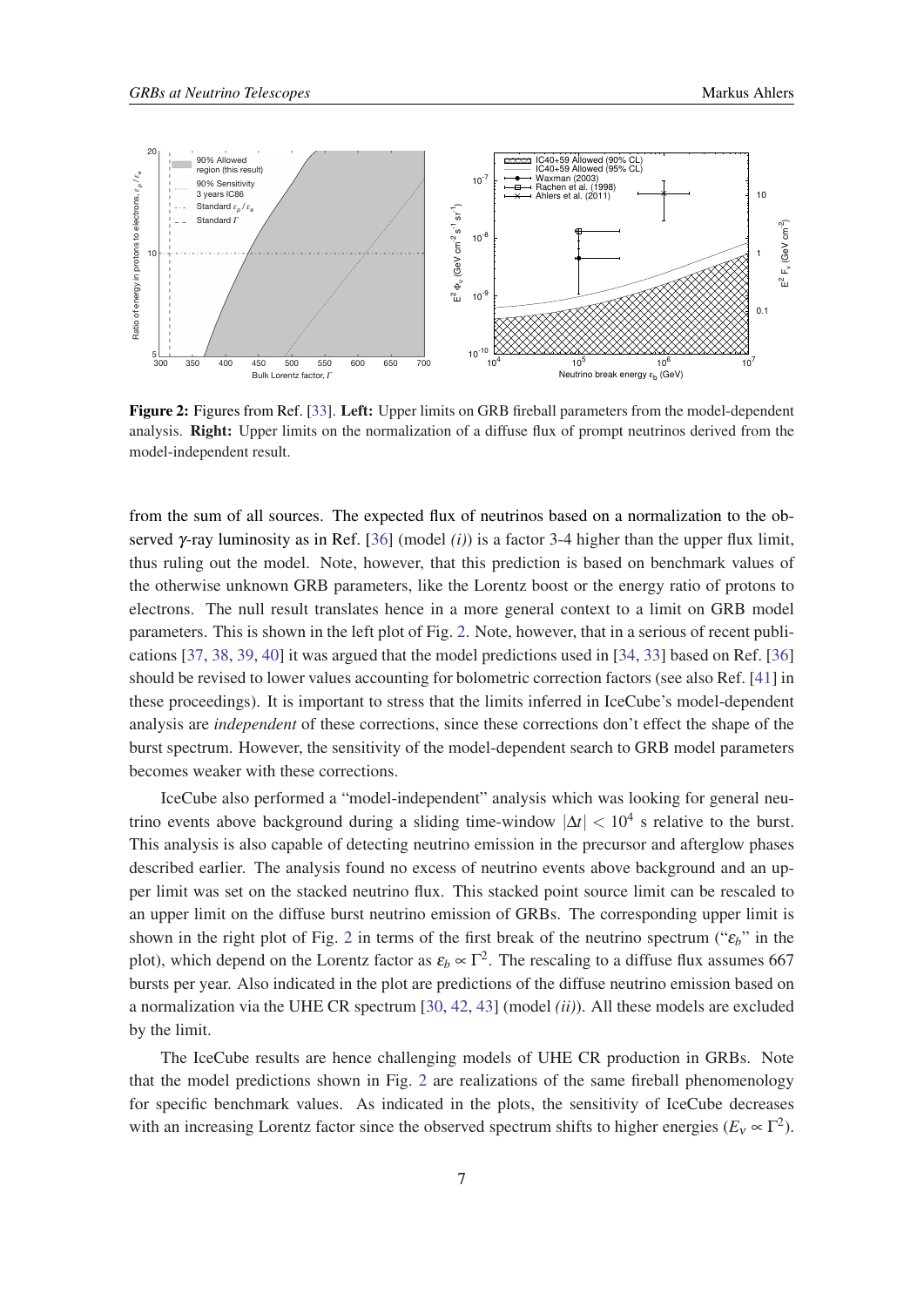**Figure 2:** Figures from Ref. [33]. **Left:** Upper limits on GRB fireball parameters from the model-dependent analysis. **Right:** Upper limits on the normalization of a diffuse flux of prompt neutrinos derived from the model-independent result.

from the sum of all sources. The expected flux of neutrinos based on a normalization to the observed $\gamma$-ray luminosity as in Ref. [36] (model *(i)*) is a factor 3-4 higher than the upper flux limit, thus ruling out the model. Note, however, that this prediction is based on benchmark values of the otherwise unknown GRB parameters, like the Lorentz boost or the energy ratio of protons to electrons. The null result translates hence in a more general context to a limit on GRB model parameters. This is shown in the left plot of Fig. 2. Note, however, that in a serious of recent publications [37, 38, 39, 40] it was argued that the model predictions used in [34, 33] based on Ref. [36] should be revised to lower values accounting for bolometric correction factors (see also Ref. [41] in these proceedings). It is important to stress that the limits inferred in IceCube's model-dependent analysis are *independent* of these corrections, since these corrections don't effect the shape of the burst spectrum. However, the sensitivity of the model-dependent search to GRB model parameters becomes weaker with these corrections.

IceCube also performed a "model-independent" analysis which was looking for general neutrino events above background during a sliding time-window $|\Delta t| < 10^4$ s relative to the burst. This analysis is also capable of detecting neutrino emission in the precursor and afterglow phases described earlier. The analysis found no excess of neutrino events above background and an upper limit was set on the stacked neutrino flux. This stacked point source limit can be rescaled to an upper limit on the diffuse burst neutrino emission of GRBs. The corresponding upper limit is shown in the right plot of Fig. 2 in terms of the first break of the neutrino spectrum ("$\varepsilon_b$" in the plot), which depend on the Lorentz factor as $\varepsilon_b \propto \Gamma^2$. The rescaling to a diffuse flux assumes 667 bursts per year. Also indicated in the plot are predictions of the diffuse neutrino emission based on a normalization via the UHE CR spectrum [30, 42, 43] (model *(ii)*). All these models are excluded by the limit.

The IceCube results are hence challenging models of UHE CR production in GRBs. Note that the model predictions shown in Fig. 2 are realizations of the same fireball phenomenology for specific benchmark values. As indicated in the plots, the sensitivity of IceCube decreases with an increasing Lorentz factor since the observed spectrum shifts to higher energies ($E_\nu \propto \Gamma^2$).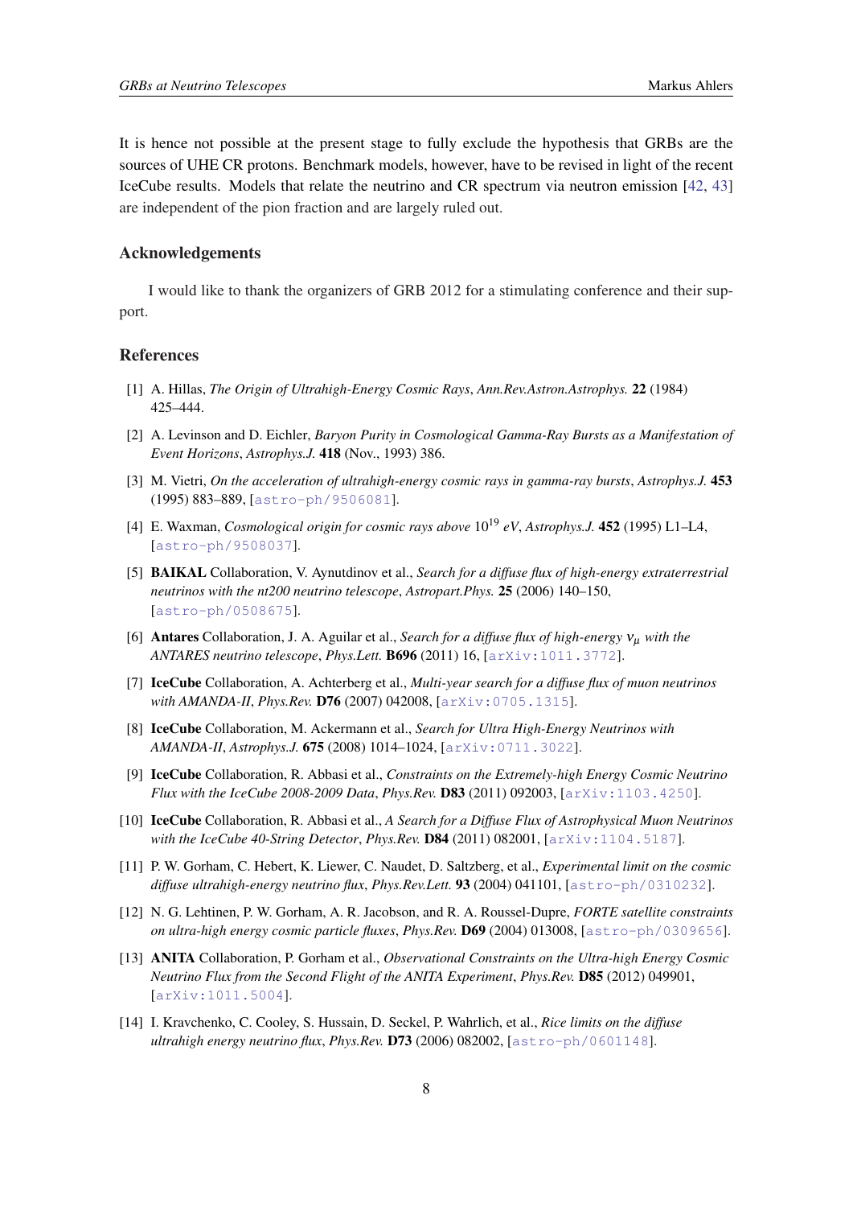It is hence not possible at the present stage to fully exclude the hypothesis that GRBs are the sources of UHE CR protons. Benchmark models, however, have to be revised in light of the recent IceCube results. Models that relate the neutrino and CR spectrum via neutron emission [42, 43] are independent of the pion fraction and are largely ruled out.

## Acknowledgements

I would like to thank the organizers of GRB 2012 for a stimulating conference and their support.

## References

[1] A. Hillas, *The Origin of Ultrahigh-Energy Cosmic Rays*, *Ann.Rev.Astron.Astrophys.* **22** (1984) 425–444.

[2] A. Levinson and D. Eichler, *Baryon Purity in Cosmological Gamma-Ray Bursts as a Manifestation of Event Horizons*, *Astrophys.J.* **418** (Nov., 1993) 386.

[3] M. Vietri, *On the acceleration of ultrahigh-energy cosmic rays in gamma-ray bursts*, *Astrophys.J.* **453** (1995) 883–889, [astro-ph/9506081].

[4] E. Waxman, *Cosmological origin for cosmic rays above* $10^{19}$ *eV*, *Astrophys.J.* **452** (1995) L1–L4, [astro-ph/9508037].

[5] **BAIKAL** Collaboration, V. Aynutdinov et al., *Search for a diffuse flux of high-energy extraterrestrial neutrinos with the nt200 neutrino telescope*, *Astropart.Phys.* **25** (2006) 140–150, [astro-ph/0508675].

[6] **Antares** Collaboration, J. A. Aguilar et al., *Search for a diffuse flux of high-energy* $\nu_\mu$ *with the ANTARES neutrino telescope*, *Phys.Lett.* **B696** (2011) 16, [arXiv:1011.3772].

[7] **IceCube** Collaboration, A. Achterberg et al., *Multi-year search for a diffuse flux of muon neutrinos with AMANDA-II*, *Phys.Rev.* **D76** (2007) 042008, [arXiv:0705.1315].

[8] **IceCube** Collaboration, M. Ackermann et al., *Search for Ultra High-Energy Neutrinos with AMANDA-II*, *Astrophys.J.* **675** (2008) 1014–1024, [arXiv:0711.3022].

[9] **IceCube** Collaboration, R. Abbasi et al., *Constraints on the Extremely-high Energy Cosmic Neutrino Flux with the IceCube 2008-2009 Data*, *Phys.Rev.* **D83** (2011) 092003, [arXiv:1103.4250].

[10] **IceCube** Collaboration, R. Abbasi et al., *A Search for a Diffuse Flux of Astrophysical Muon Neutrinos with the IceCube 40-String Detector*, *Phys.Rev.* **D84** (2011) 082001, [arXiv:1104.5187].

[11] P. W. Gorham, C. Hebert, K. Liewer, C. Naudet, D. Saltzberg, et al., *Experimental limit on the cosmic diffuse ultrahigh-energy neutrino flux*, *Phys.Rev.Lett.* **93** (2004) 041101, [astro-ph/0310232].

[12] N. G. Lehtinen, P. W. Gorham, A. R. Jacobson, and R. A. Roussel-Dupre, *FORTE satellite constraints on ultra-high energy cosmic particle fluxes*, *Phys.Rev.* **D69** (2004) 013008, [astro-ph/0309656].

[13] **ANITA** Collaboration, P. Gorham et al., *Observational Constraints on the Ultra-high Energy Cosmic Neutrino Flux from the Second Flight of the ANITA Experiment*, *Phys.Rev.* **D85** (2012) 049901, [arXiv:1011.5004].

[14] I. Kravchenko, C. Cooley, S. Hussain, D. Seckel, P. Wahrlich, et al., *Rice limits on the diffuse ultrahigh energy neutrino flux*, *Phys.Rev.* **D73** (2006) 082002, [astro-ph/0601148].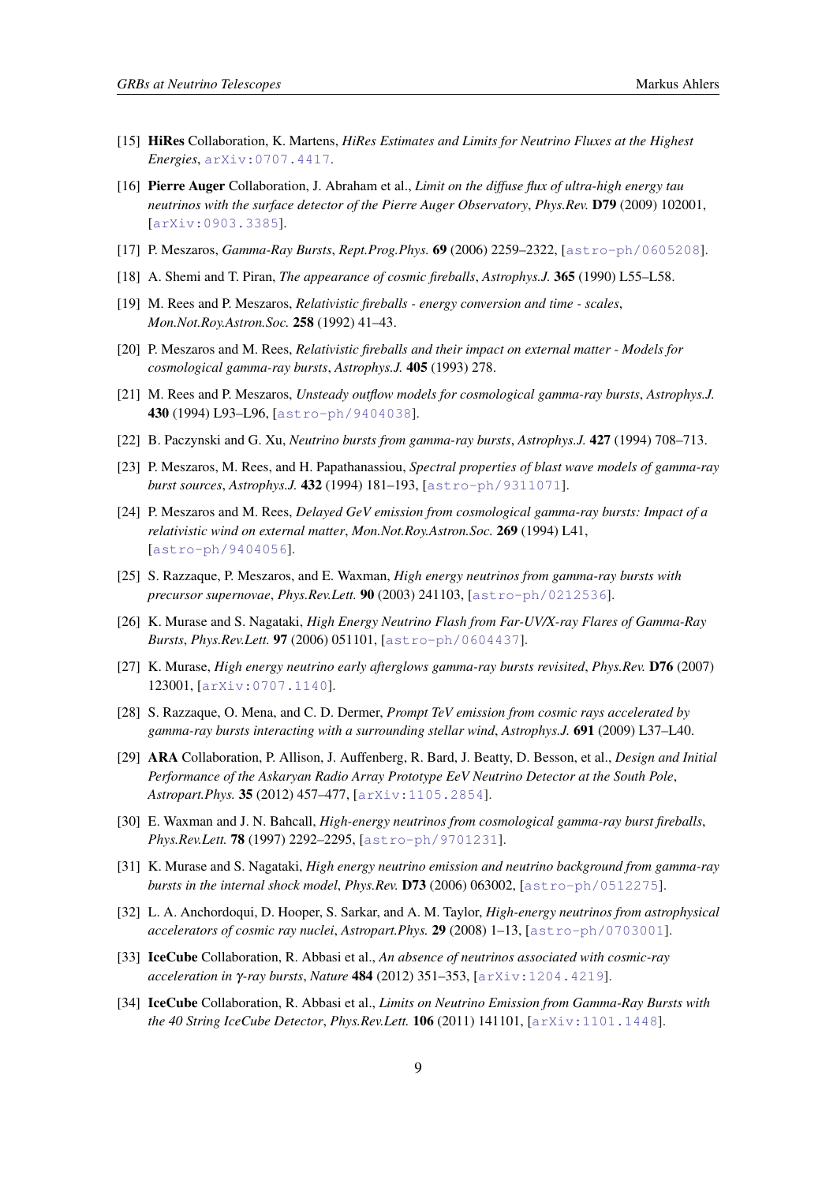[15] **HiRes** Collaboration, K. Martens, *HiRes Estimates and Limits for Neutrino Fluxes at the Highest Energies*, arXiv:0707.4417.

[16] **Pierre Auger** Collaboration, J. Abraham et al., *Limit on the diffuse flux of ultra-high energy tau neutrinos with the surface detector of the Pierre Auger Observatory*, *Phys.Rev.* **D79** (2009) 102001, [arXiv:0903.3385].

[17] P. Meszaros, *Gamma-Ray Bursts*, *Rept.Prog.Phys.* **69** (2006) 2259–2322, [astro-ph/0605208].

[18] A. Shemi and T. Piran, *The appearance of cosmic fireballs*, *Astrophys.J.* **365** (1990) L55–L58.

[19] M. Rees and P. Meszaros, *Relativistic fireballs - energy conversion and time - scales*, *Mon.Not.Roy.Astron.Soc.* **258** (1992) 41–43.

[20] P. Meszaros and M. Rees, *Relativistic fireballs and their impact on external matter - Models for cosmological gamma-ray bursts*, *Astrophys.J.* **405** (1993) 278.

[21] M. Rees and P. Meszaros, *Unsteady outflow models for cosmological gamma-ray bursts*, *Astrophys.J.* **430** (1994) L93–L96, [astro-ph/9404038].

[22] B. Paczynski and G. Xu, *Neutrino bursts from gamma-ray bursts*, *Astrophys.J.* **427** (1994) 708–713.

[23] P. Meszaros, M. Rees, and H. Papathanassiou, *Spectral properties of blast wave models of gamma-ray burst sources*, *Astrophys.J.* **432** (1994) 181–193, [astro-ph/9311071].

[24] P. Meszaros and M. Rees, *Delayed GeV emission from cosmological gamma-ray bursts: Impact of a relativistic wind on external matter*, *Mon.Not.Roy.Astron.Soc.* **269** (1994) L41, [astro-ph/9404056].

[25] S. Razzaque, P. Meszaros, and E. Waxman, *High energy neutrinos from gamma-ray bursts with precursor supernovae*, *Phys.Rev.Lett.* **90** (2003) 241103, [astro-ph/0212536].

[26] K. Murase and S. Nagataki, *High Energy Neutrino Flash from Far-UV/X-ray Flares of Gamma-Ray Bursts*, *Phys.Rev.Lett.* **97** (2006) 051101, [astro-ph/0604437].

[27] K. Murase, *High energy neutrino early afterglows gamma-ray bursts revisited*, *Phys.Rev.* **D76** (2007) 123001, [arXiv:0707.1140].

[28] S. Razzaque, O. Mena, and C. D. Dermer, *Prompt TeV emission from cosmic rays accelerated by gamma-ray bursts interacting with a surrounding stellar wind*, *Astrophys.J.* **691** (2009) L37–L40.

[29] **ARA** Collaboration, P. Allison, J. Auffenberg, R. Bard, J. Beatty, D. Besson, et al., *Design and Initial Performance of the Askaryan Radio Array Prototype EeV Neutrino Detector at the South Pole*, *Astropart.Phys.* **35** (2012) 457–477, [arXiv:1105.2854].

[30] E. Waxman and J. N. Bahcall, *High-energy neutrinos from cosmological gamma-ray burst fireballs*, *Phys.Rev.Lett.* **78** (1997) 2292–2295, [astro-ph/9701231].

[31] K. Murase and S. Nagataki, *High energy neutrino emission and neutrino background from gamma-ray bursts in the internal shock model*, *Phys.Rev.* **D73** (2006) 063002, [astro-ph/0512275].

[32] L. A. Anchordoqui, D. Hooper, S. Sarkar, and A. M. Taylor, *High-energy neutrinos from astrophysical accelerators of cosmic ray nuclei*, *Astropart.Phys.* **29** (2008) 1–13, [astro-ph/0703001].

[33] **IceCube** Collaboration, R. Abbasi et al., *An absence of neutrinos associated with cosmic-ray acceleration in $\gamma$-ray bursts*, *Nature* **484** (2012) 351–353, [arXiv:1204.4219].

[34] **IceCube** Collaboration, R. Abbasi et al., *Limits on Neutrino Emission from Gamma-Ray Bursts with the 40 String IceCube Detector*, *Phys.Rev.Lett.* **106** (2011) 141101, [arXiv:1101.1448].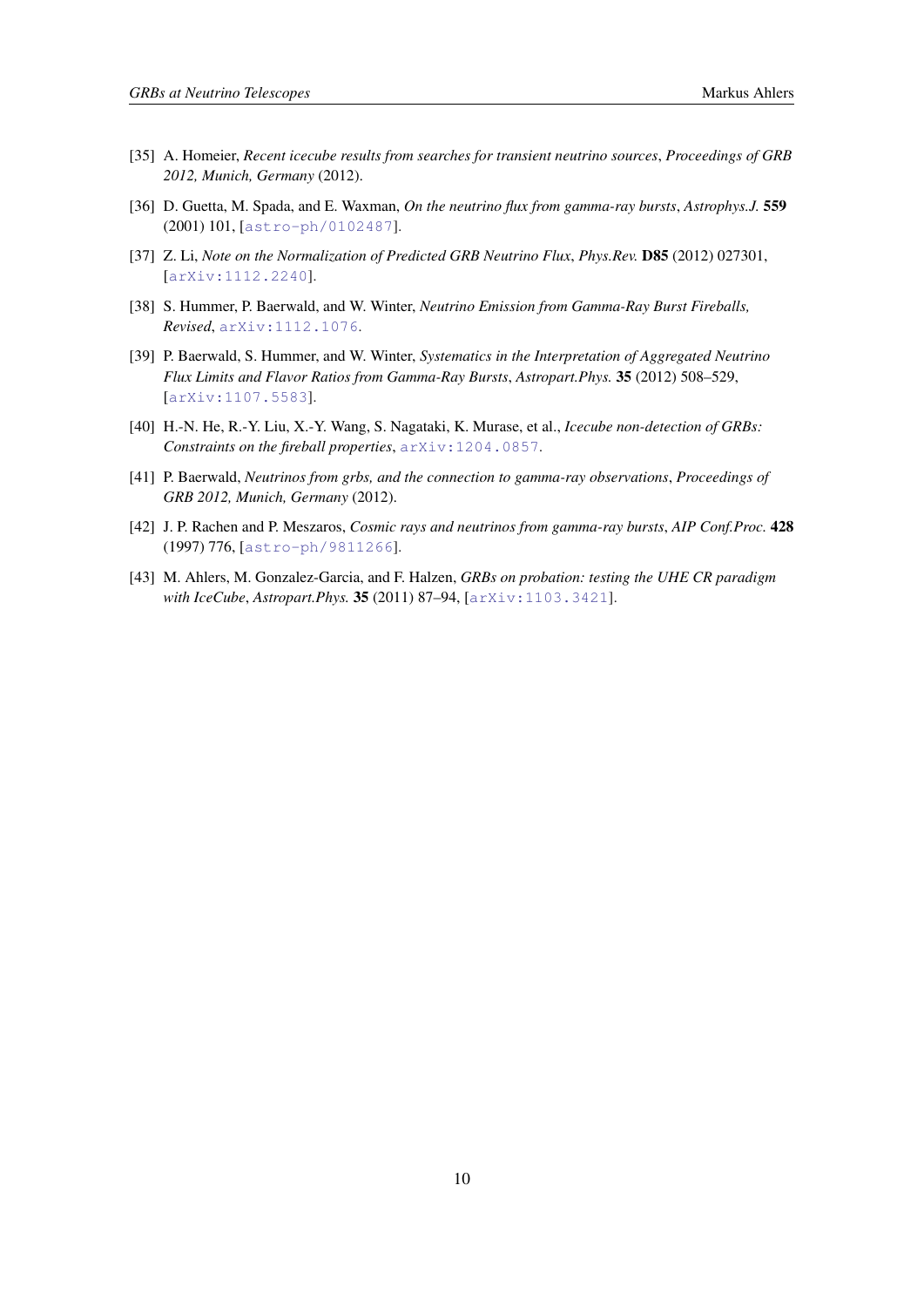[35] A. Homeier, *Recent icecube results from searches for transient neutrino sources*, *Proceedings of GRB 2012, Munich, Germany* (2012).

[36] D. Guetta, M. Spada, and E. Waxman, *On the neutrino flux from gamma-ray bursts*, *Astrophys.J.* **559** (2001) 101, [astro-ph/0102487].

[37] Z. Li, *Note on the Normalization of Predicted GRB Neutrino Flux*, *Phys.Rev.* **D85** (2012) 027301, [arXiv:1112.2240].

[38] S. Hummer, P. Baerwald, and W. Winter, *Neutrino Emission from Gamma-Ray Burst Fireballs, Revised*, arXiv:1112.1076.

[39] P. Baerwald, S. Hummer, and W. Winter, *Systematics in the Interpretation of Aggregated Neutrino Flux Limits and Flavor Ratios from Gamma-Ray Bursts*, *Astropart.Phys.* **35** (2012) 508–529, [arXiv:1107.5583].

[40] H.-N. He, R.-Y. Liu, X.-Y. Wang, S. Nagataki, K. Murase, et al., *Icecube non-detection of GRBs: Constraints on the fireball properties*, arXiv:1204.0857.

[41] P. Baerwald, *Neutrinos from grbs, and the connection to gamma-ray observations*, *Proceedings of GRB 2012, Munich, Germany* (2012).

[42] J. P. Rachen and P. Meszaros, *Cosmic rays and neutrinos from gamma-ray bursts*, *AIP Conf.Proc.* **428** (1997) 776, [astro-ph/9811266].

[43] M. Ahlers, M. Gonzalez-Garcia, and F. Halzen, *GRBs on probation: testing the UHE CR paradigm with IceCube*, *Astropart.Phys.* **35** (2011) 87–94, [arXiv:1103.3421].